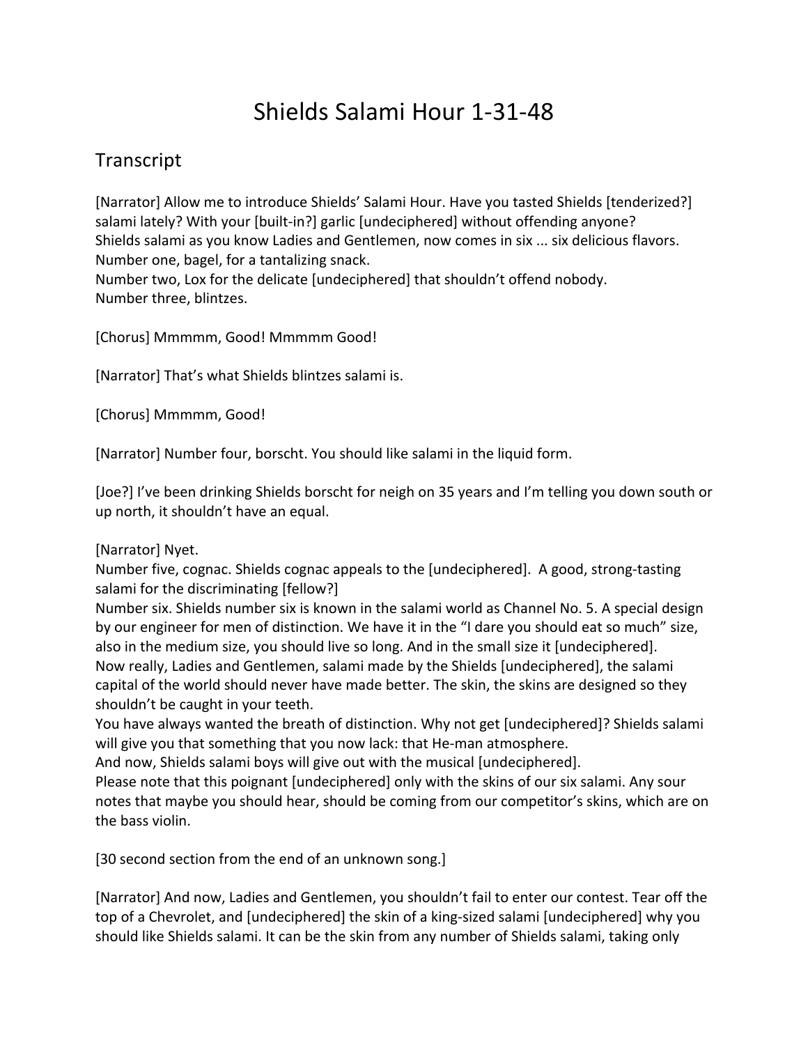# Shields Salami Hour 1-31-48

## Transcript

[Narrator] Allow me to introduce Shields' Salami Hour. Have you tasted Shields [tenderized?] salami lately? With your [built-in?] garlic [undeciphered] without offending anyone?
Shields salami as you know Ladies and Gentlemen, now comes in six ... six delicious flavors.
Number one, bagel, for a tantalizing snack.
Number two, Lox for the delicate [undeciphered] that shouldn't offend nobody.
Number three, blintzes.

[Chorus] Mmmmm, Good! Mmmmm Good!

[Narrator] That's what Shields blintzes salami is.

[Chorus] Mmmmm, Good!

[Narrator] Number four, borscht. You should like salami in the liquid form.

[Joe?] I've been drinking Shields borscht for neigh on 35 years and I'm telling you down south or up north, it shouldn't have an equal.

[Narrator] Nyet.
Number five, cognac. Shields cognac appeals to the [undeciphered]. A good, strong-tasting salami for the discriminating [fellow?]
Number six. Shields number six is known in the salami world as Channel No. 5. A special design by our engineer for men of distinction. We have it in the "I dare you should eat so much" size, also in the medium size, you should live so long. And in the small size it [undeciphered].
Now really, Ladies and Gentlemen, salami made by the Shields [undeciphered], the salami capital of the world should never have made better. The skin, the skins are designed so they shouldn't be caught in your teeth.
You have always wanted the breath of distinction. Why not get [undeciphered]? Shields salami will give you that something that you now lack: that He-man atmosphere.
And now, Shields salami boys will give out with the musical [undeciphered].
Please note that this poignant [undeciphered] only with the skins of our six salami. Any sour notes that maybe you should hear, should be coming from our competitor's skins, which are on the bass violin.

[30 second section from the end of an unknown song.]

[Narrator] And now, Ladies and Gentlemen, you shouldn't fail to enter our contest. Tear off the top of a Chevrolet, and [undeciphered] the skin of a king-sized salami [undeciphered] why you should like Shields salami. It can be the skin from any number of Shields salami, taking only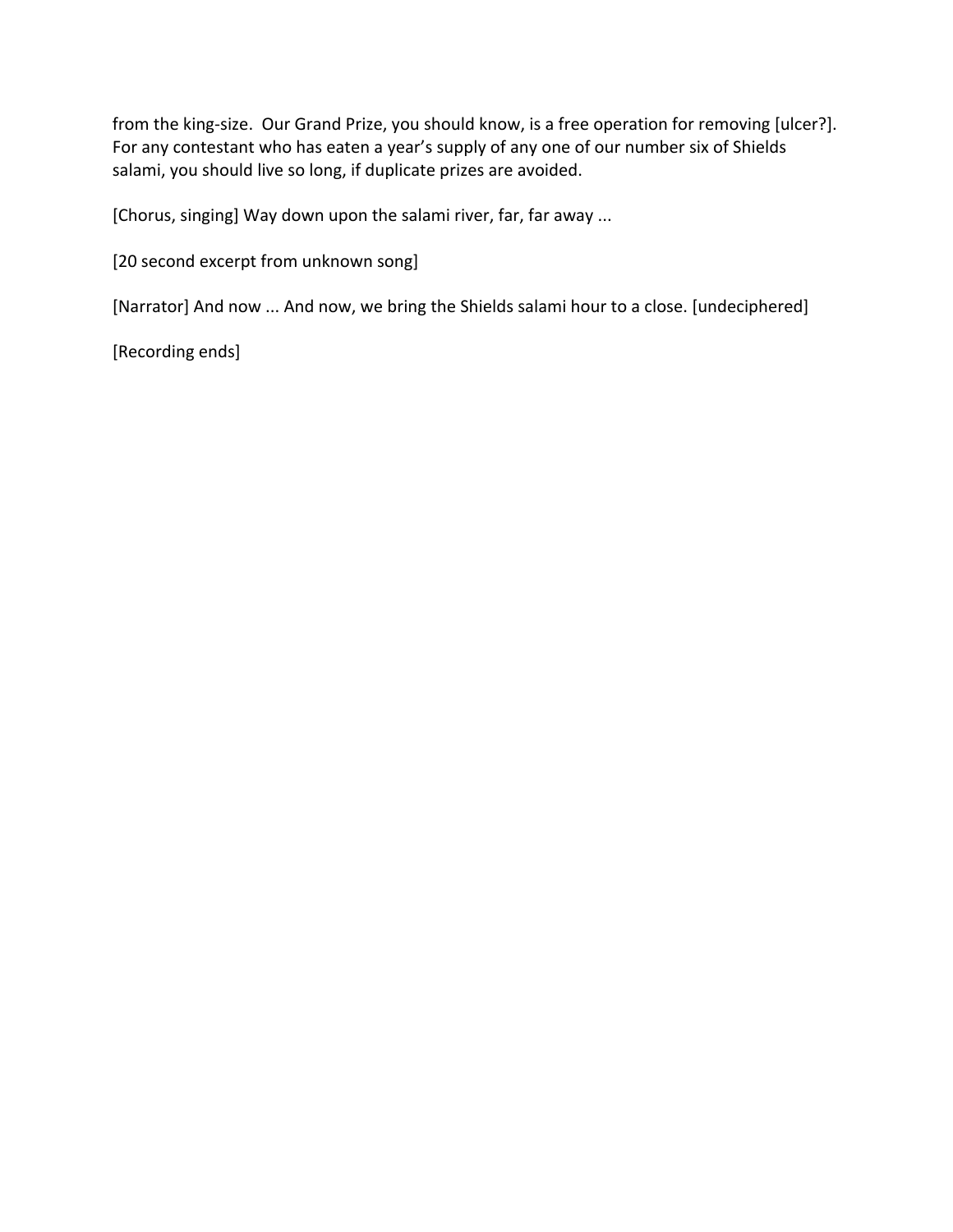from the king-size. Our Grand Prize, you should know, is a free operation for removing [ulcer?]. For any contestant who has eaten a year's supply of any one of our number six of Shields salami, you should live so long, if duplicate prizes are avoided.

[Chorus, singing] Way down upon the salami river, far, far away ...

[20 second excerpt from unknown song]

[Narrator] And now ... And now, we bring the Shields salami hour to a close. [undeciphered]

[Recording ends]